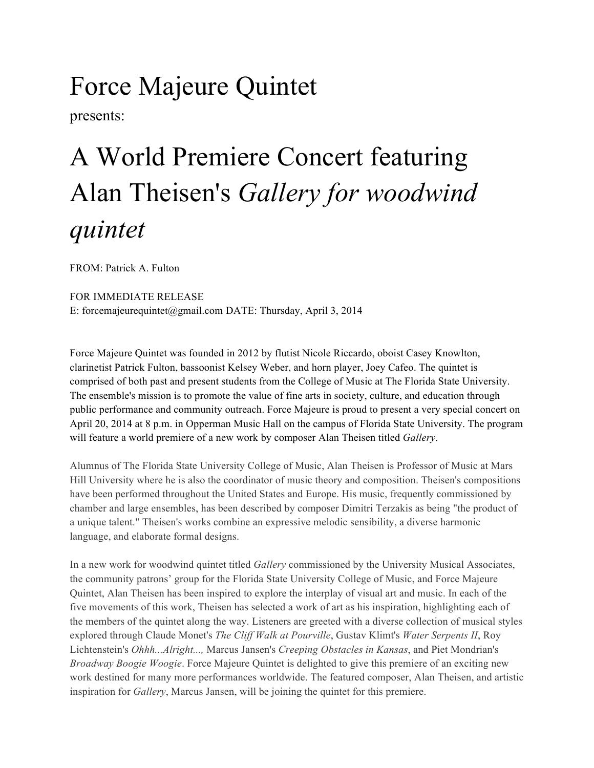# Force Majeure Quintet

presents:

# A World Premiere Concert featuring Alan Theisen's *Gallery for woodwind quintet*

FROM: Patrick A. Fulton

FOR IMMEDIATE RELEASE
E: forcemajeurequintet@gmail.com DATE: Thursday, April 3, 2014

Force Majeure Quintet was founded in 2012 by flutist Nicole Riccardo, oboist Casey Knowlton, clarinetist Patrick Fulton, bassoonist Kelsey Weber, and horn player, Joey Cafeo. The quintet is comprised of both past and present students from the College of Music at The Florida State University. The ensemble's mission is to promote the value of fine arts in society, culture, and education through public performance and community outreach. Force Majeure is proud to present a very special concert on April 20, 2014 at 8 p.m. in Opperman Music Hall on the campus of Florida State University. The program will feature a world premiere of a new work by composer Alan Theisen titled *Gallery*.

Alumnus of The Florida State University College of Music, Alan Theisen is Professor of Music at Mars Hill University where he is also the coordinator of music theory and composition. Theisen's compositions have been performed throughout the United States and Europe. His music, frequently commissioned by chamber and large ensembles, has been described by composer Dimitri Terzakis as being "the product of a unique talent." Theisen's works combine an expressive melodic sensibility, a diverse harmonic language, and elaborate formal designs.

In a new work for woodwind quintet titled *Gallery* commissioned by the University Musical Associates, the community patrons' group for the Florida State University College of Music, and Force Majeure Quintet, Alan Theisen has been inspired to explore the interplay of visual art and music. In each of the five movements of this work, Theisen has selected a work of art as his inspiration, highlighting each of the members of the quintet along the way. Listeners are greeted with a diverse collection of musical styles explored through Claude Monet's *The Cliff Walk at Pourville*, Gustav Klimt's *Water Serpents II*, Roy Lichtenstein's *Ohhh...Alright...,* Marcus Jansen's *Creeping Obstacles in Kansas*, and Piet Mondrian's *Broadway Boogie Woogie*. Force Majeure Quintet is delighted to give this premiere of an exciting new work destined for many more performances worldwide. The featured composer, Alan Theisen, and artistic inspiration for *Gallery*, Marcus Jansen, will be joining the quintet for this premiere.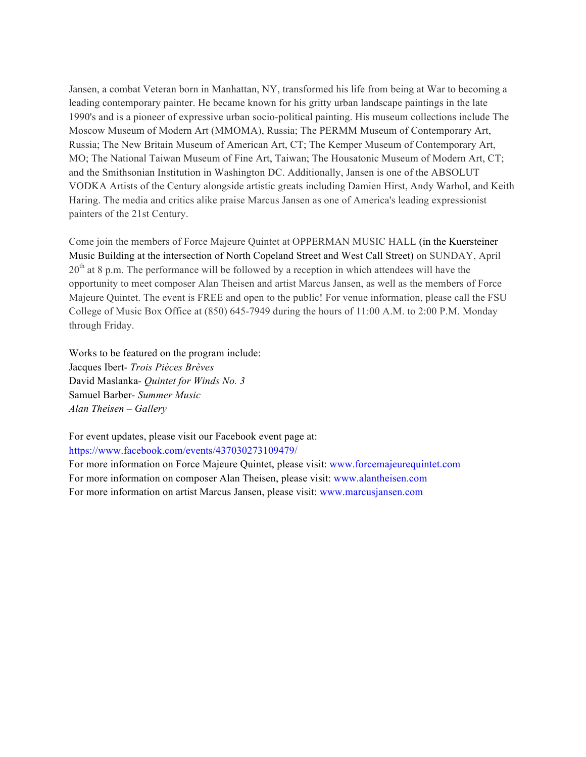Jansen, a combat Veteran born in Manhattan, NY, transformed his life from being at War to becoming a leading contemporary painter. He became known for his gritty urban landscape paintings in the late 1990's and is a pioneer of expressive urban socio-political painting. His museum collections include The Moscow Museum of Modern Art (MMOMA), Russia; The PERMM Museum of Contemporary Art, Russia; The New Britain Museum of American Art, CT; The Kemper Museum of Contemporary Art, MO; The National Taiwan Museum of Fine Art, Taiwan; The Housatonic Museum of Modern Art, CT; and the Smithsonian Institution in Washington DC. Additionally, Jansen is one of the ABSOLUT VODKA Artists of the Century alongside artistic greats including Damien Hirst, Andy Warhol, and Keith Haring. The media and critics alike praise Marcus Jansen as one of America's leading expressionist painters of the 21st Century.

Come join the members of Force Majeure Quintet at OPPERMAN MUSIC HALL (in the Kuersteiner Music Building at the intersection of North Copeland Street and West Call Street) on SUNDAY, April 20th at 8 p.m. The performance will be followed by a reception in which attendees will have the opportunity to meet composer Alan Theisen and artist Marcus Jansen, as well as the members of Force Majeure Quintet. The event is FREE and open to the public! For venue information, please call the FSU College of Music Box Office at (850) 645-7949 during the hours of 11:00 A.M. to 2:00 P.M. Monday through Friday.

Works to be featured on the program include:
Jacques Ibert- *Trois Pièces Brèves*
David Maslanka- *Quintet for Winds No. 3*
Samuel Barber- *Summer Music*
*Alan Theisen – Gallery*

For event updates, please visit our Facebook event page at:
https://www.facebook.com/events/437030273109479/
For more information on Force Majeure Quintet, please visit: www.forcemajeurequintet.com
For more information on composer Alan Theisen, please visit: www.alantheisen.com
For more information on artist Marcus Jansen, please visit: www.marcusjansen.com